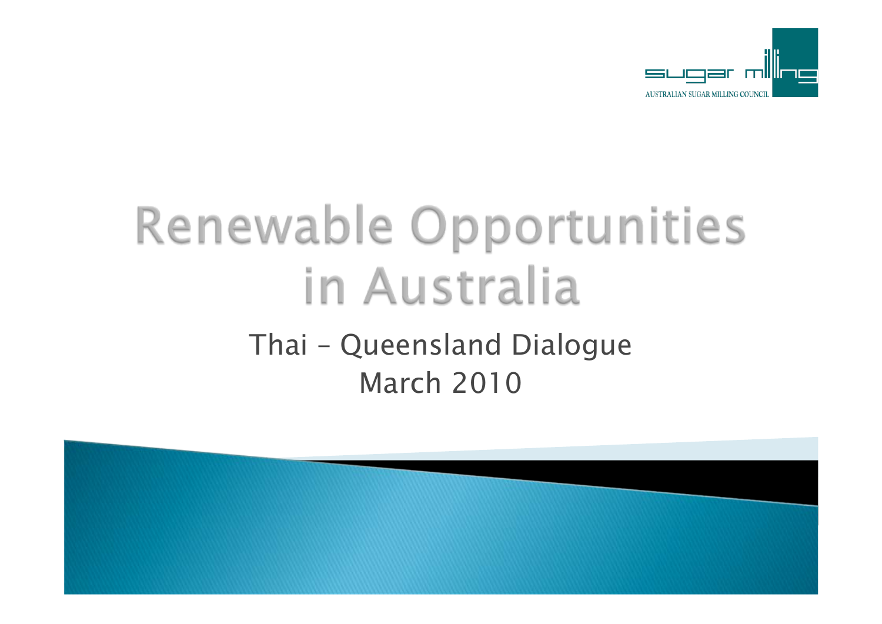sugar milling

AUSTRALIAN SUGAR MILLING COUNCIL

# Renewable Opportunities in Australia

## Thai – Queensland Dialogue
## March 2010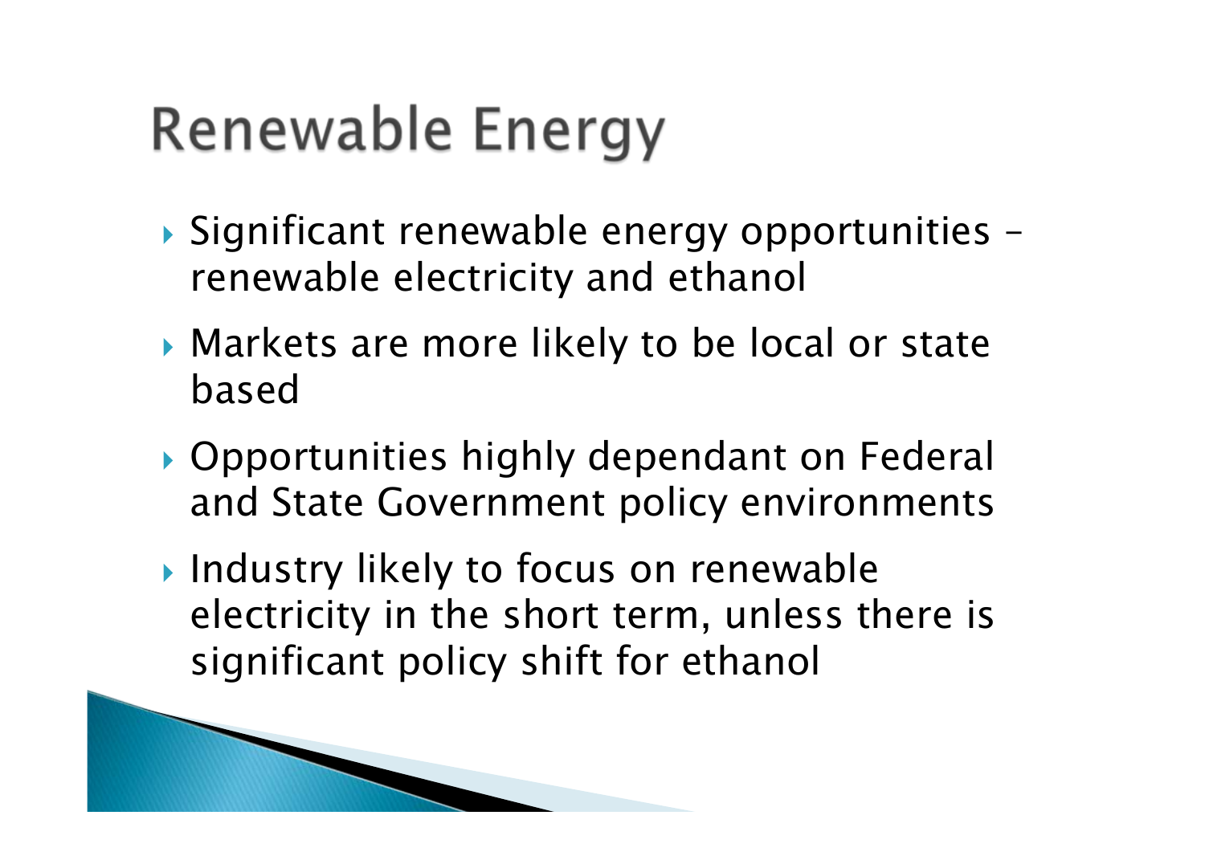# Renewable Energy

- Significant renewable energy opportunities – renewable electricity and ethanol
- Markets are more likely to be local or state based
- Opportunities highly dependant on Federal and State Government policy environments
- Industry likely to focus on renewable electricity in the short term, unless there is significant policy shift for ethanol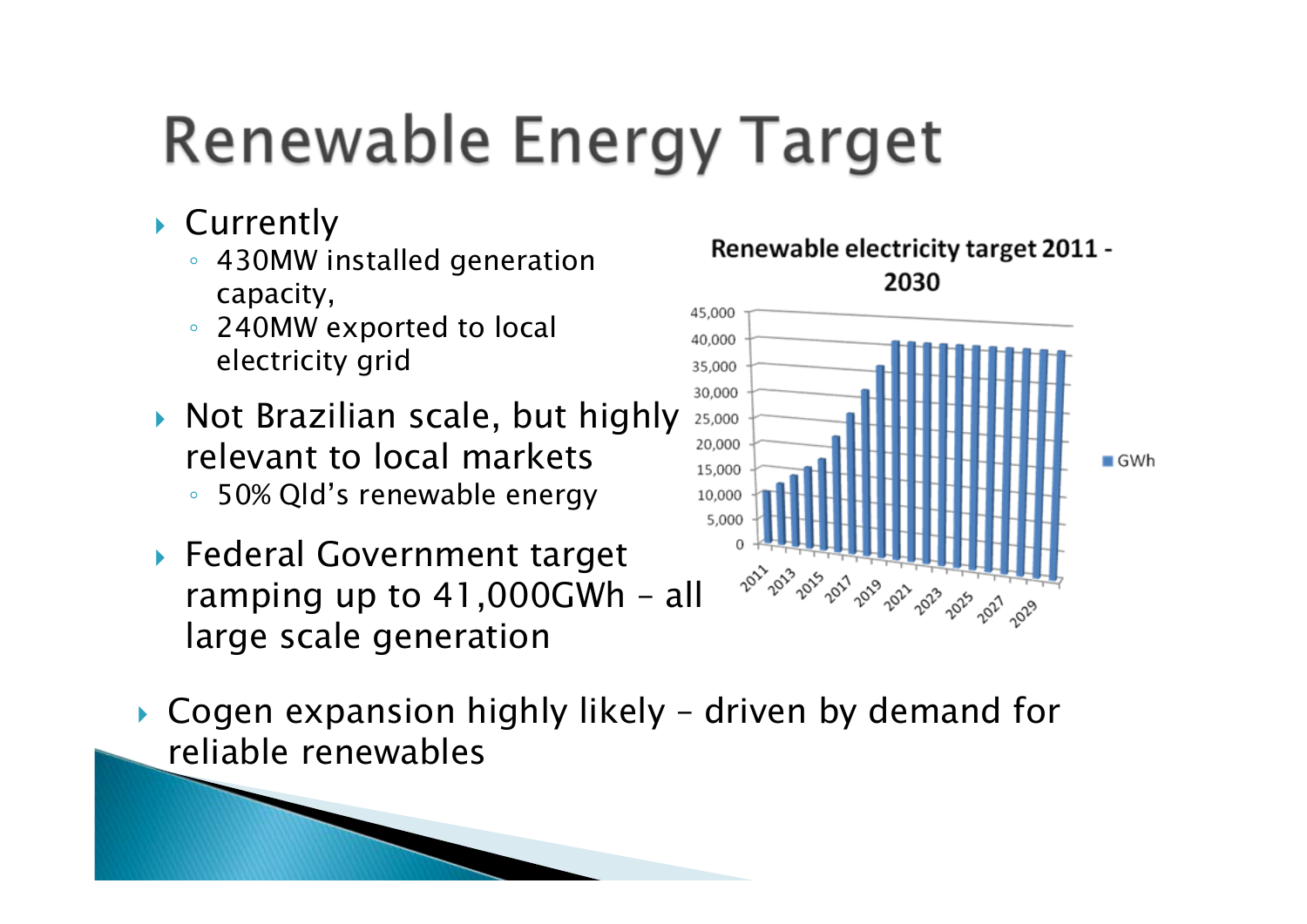# Renewable Energy Target

- Currently
  - 430MW installed generation capacity,
  - 240MW exported to local electricity grid
- Not Brazilian scale, but highly relevant to local markets
  - 50% Qld's renewable energy
- Federal Government target ramping up to 41,000GWh – all large scale generation

Renewable electricity target 2011 - 2030

- Cogen expansion highly likely – driven by demand for reliable renewables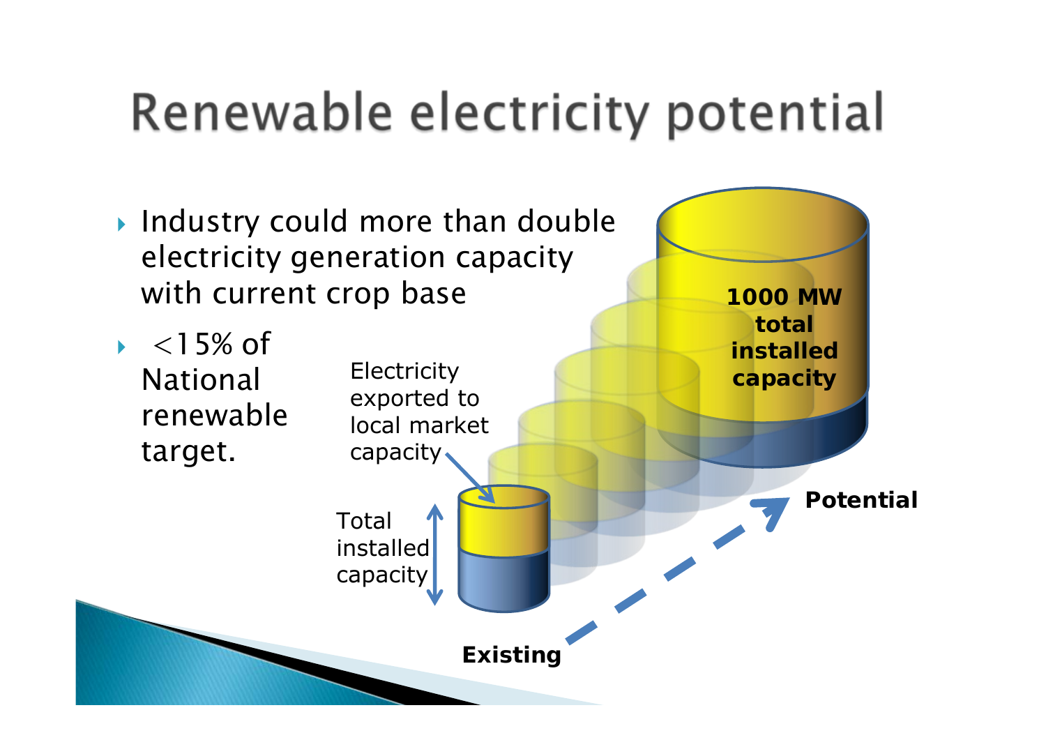# Renewable electricity potential

- Industry could more than double electricity generation capacity with current crop base
- <15% of National renewable target.

Electricity exported to local market capacity

Total installed capacity

1000 MW total installed capacity

Existing

Potential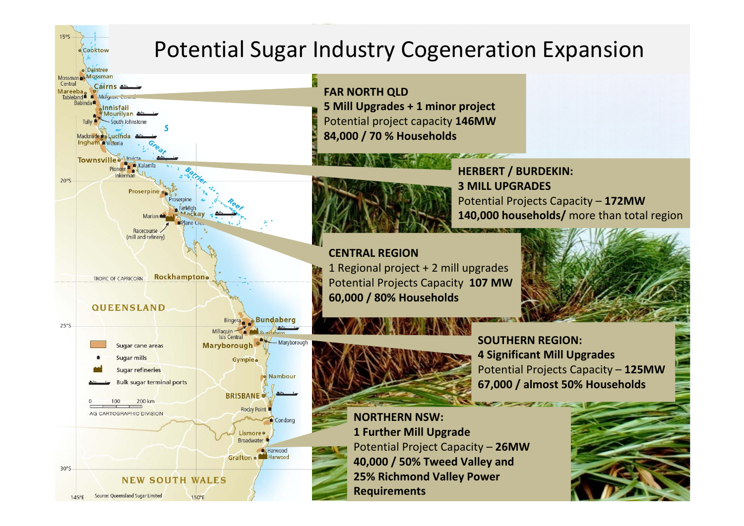# Potential Sugar Industry Cogeneration Expansion

**FAR NORTH QLD**
**5 Mill Upgrades + 1 minor project**
Potential project capacity **146MW**
**84,000 / 70 % Households**

**HERBERT / BURDEKIN:**
**3 MILL UPGRADES**
Potential Projects Capacity – **172MW**
**140,000 households/** more than total region

**CENTRAL REGION**
1 Regional project + 2 mill upgrades
Potential Projects Capacity **107 MW**
**60,000 / 80% Households**

**SOUTHERN REGION:**
**4 Significant Mill Upgrades**
Potential Projects Capacity – **125MW**
**67,000 / almost 50% Households**

**NORTHERN NSW:**
**1 Further Mill Upgrade**
Potential Project Capacity – **26MW**
**40,000 / 50% Tweed Valley and 25% Richmond Valley Power Requirements**

Sugar cane areas
Sugar mills
Sugar refineries
Bulk sugar terminal ports

AG CARTOGRAPHIC DIVISION
Source: Queensland Sugar Limited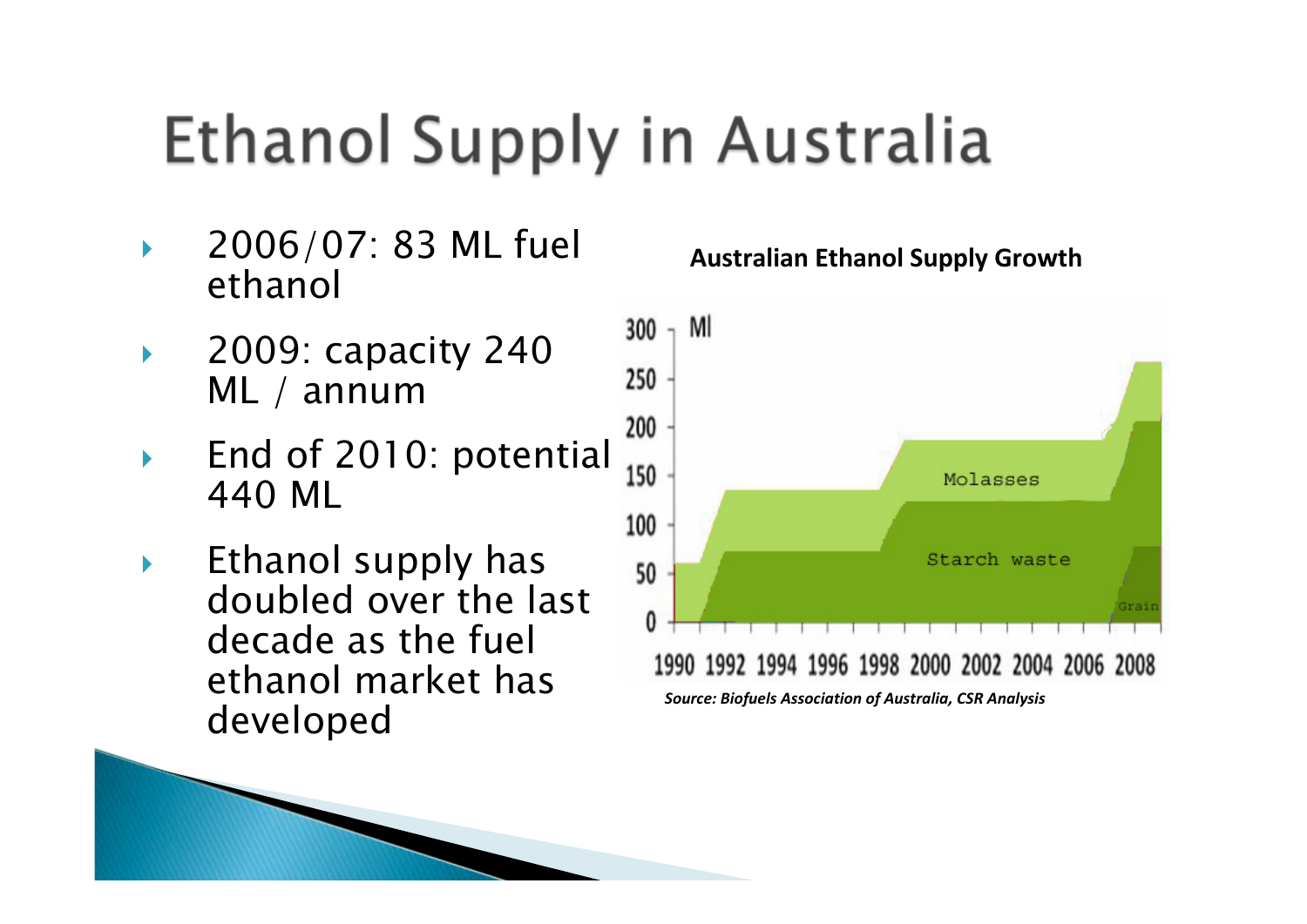# Ethanol Supply in Australia

- 2006/07: 83 ML fuel ethanol
- 2009: capacity 240 ML / annum
- End of 2010: potential 440 ML
- Ethanol supply has doubled over the last decade as the fuel ethanol market has developed

**Australian Ethanol Supply Growth**

Ml

300, 250, 200, 150, 100, 50, 0

Molasses

Starch waste

Grain

1990 1992 1994 1996 1998 2000 2002 2004 2006 2008

*Source: Biofuels Association of Australia, CSR Analysis*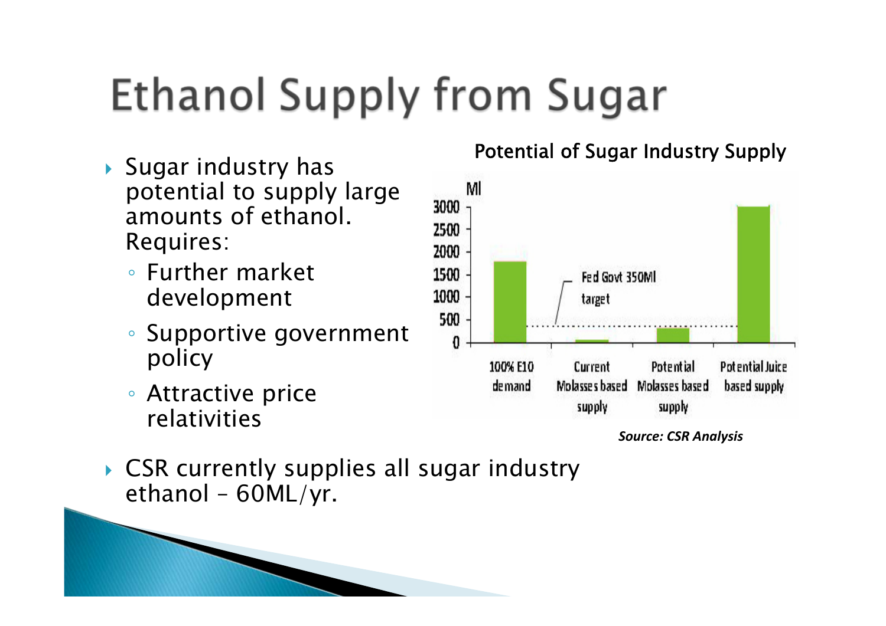# Ethanol Supply from Sugar

- Sugar industry has potential to supply large amounts of ethanol. Requires:
  - Further market development
  - Supportive government policy
  - Attractive price relativities

**Potential of Sugar Industry Supply**

| Category | Ml |
| --- | --- |
| 100% E10 demand | ~1800 |
| Current Molasses based supply | ~60 |
| Potential Molasses based supply | ~330 |
| Potential Juice based supply | ~3000 |

Fed Govt 350Ml target

***Source: CSR Analysis***

- CSR currently supplies all sugar industry ethanol – 60ML/yr.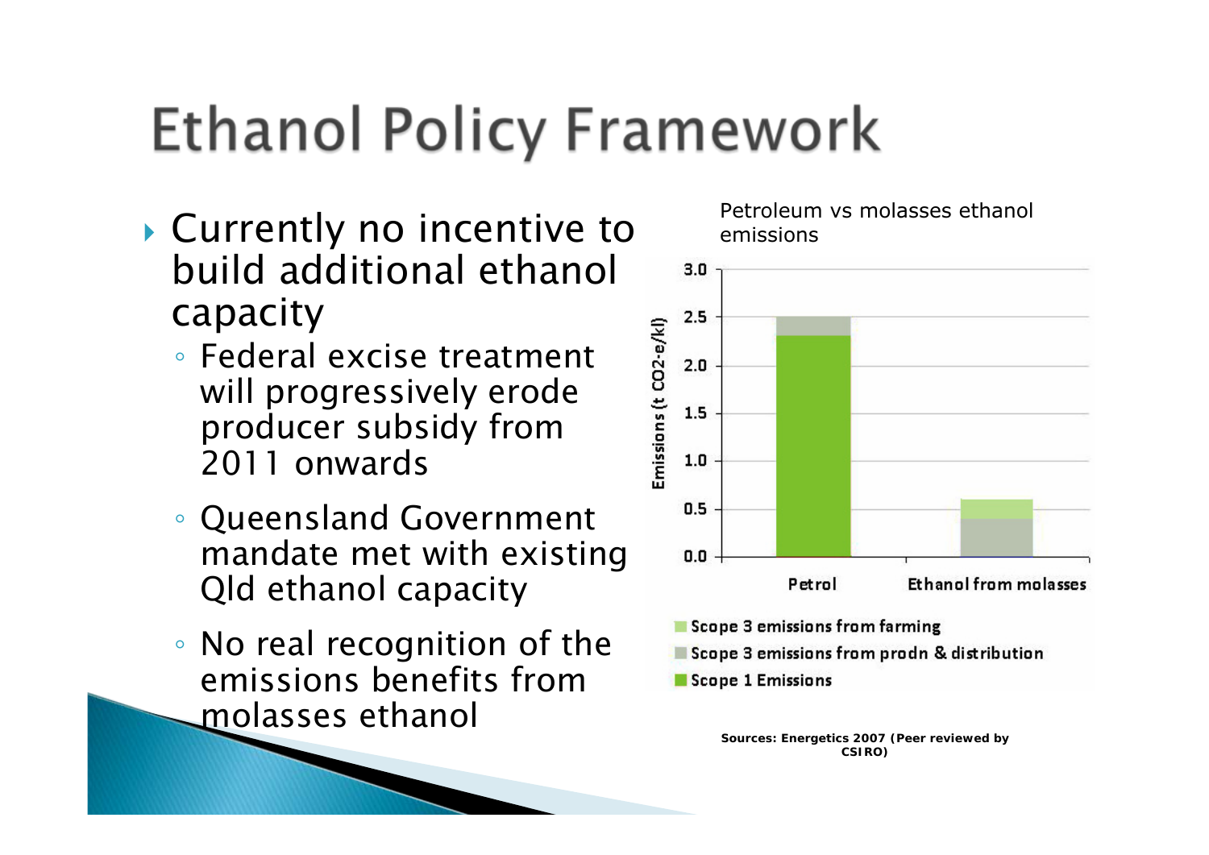# Ethanol Policy Framework

- Currently no incentive to build additional ethanol capacity
  - Federal excise treatment will progressively erode producer subsidy from 2011 onwards
  - Queensland Government mandate met with existing Qld ethanol capacity
  - No real recognition of the emissions benefits from molasses ethanol

Petroleum vs molasses ethanol emissions

Emissions (t CO2-e/kl)

| | Scope 1 Emissions | Scope 3 emissions from prodn & distribution | Scope 3 emissions from farming |
|---|---|---|---|
| Petrol | ~2.3 | ~0.2 | |
| Ethanol from molasses | | ~0.4 | ~0.2 |

Sources: Energetics 2007 (Peer reviewed by CSIRO)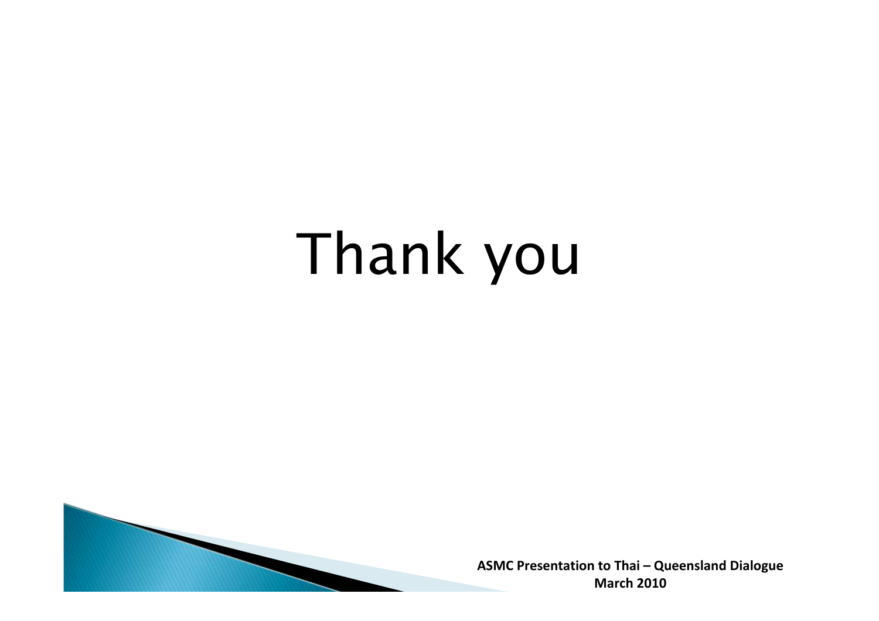# Thank you